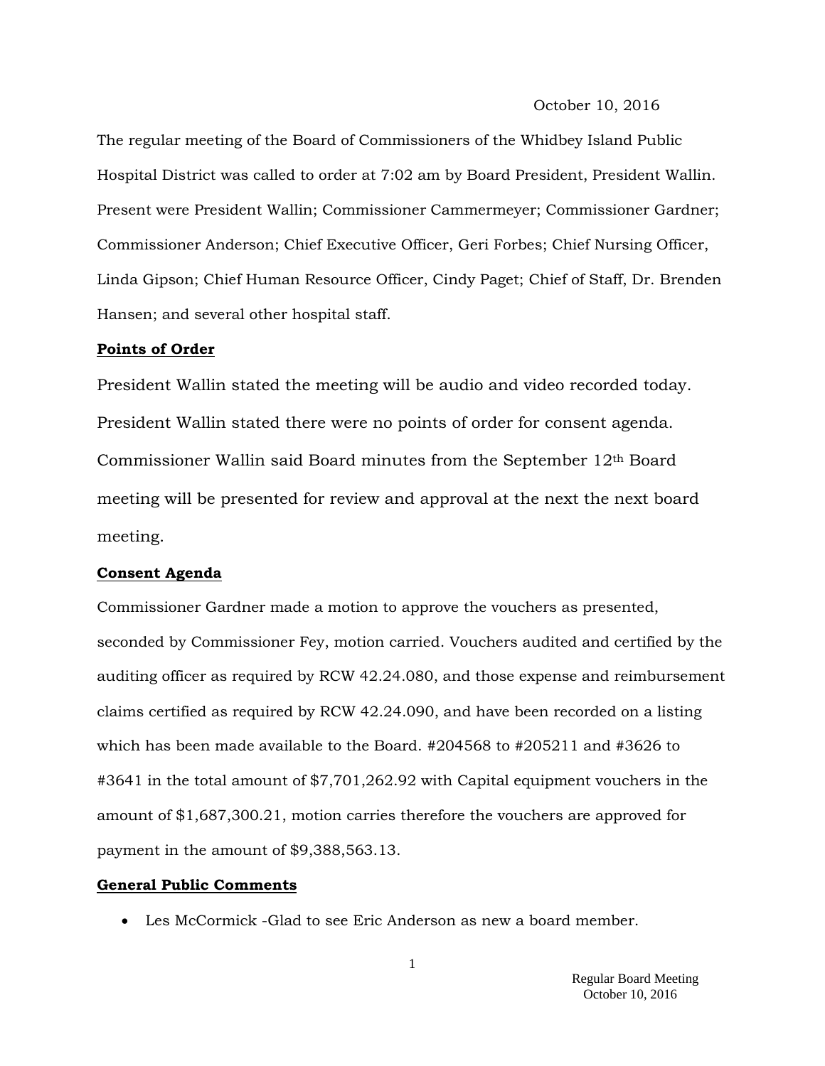October 10, 2016

The regular meeting of the Board of Commissioners of the Whidbey Island Public Hospital District was called to order at 7:02 am by Board President, President Wallin. Present were President Wallin; Commissioner Cammermeyer; Commissioner Gardner; Commissioner Anderson; Chief Executive Officer, Geri Forbes; Chief Nursing Officer, Linda Gipson; Chief Human Resource Officer, Cindy Paget; Chief of Staff, Dr. Brenden Hansen; and several other hospital staff.

**Points of Order**

President Wallin stated the meeting will be audio and video recorded today. President Wallin stated there were no points of order for consent agenda. Commissioner Wallin said Board minutes from the September 12th Board meeting will be presented for review and approval at the next the next board meeting.

**Consent Agenda**

Commissioner Gardner made a motion to approve the vouchers as presented, seconded by Commissioner Fey, motion carried. Vouchers audited and certified by the auditing officer as required by RCW 42.24.080, and those expense and reimbursement claims certified as required by RCW 42.24.090, and have been recorded on a listing which has been made available to the Board. #204568 to #205211 and #3626 to #3641 in the total amount of $7,701,262.92 with Capital equipment vouchers in the amount of $1,687,300.21, motion carries therefore the vouchers are approved for payment in the amount of $9,388,563.13.

**General Public Comments**

- Les McCormick -Glad to see Eric Anderson as new a board member.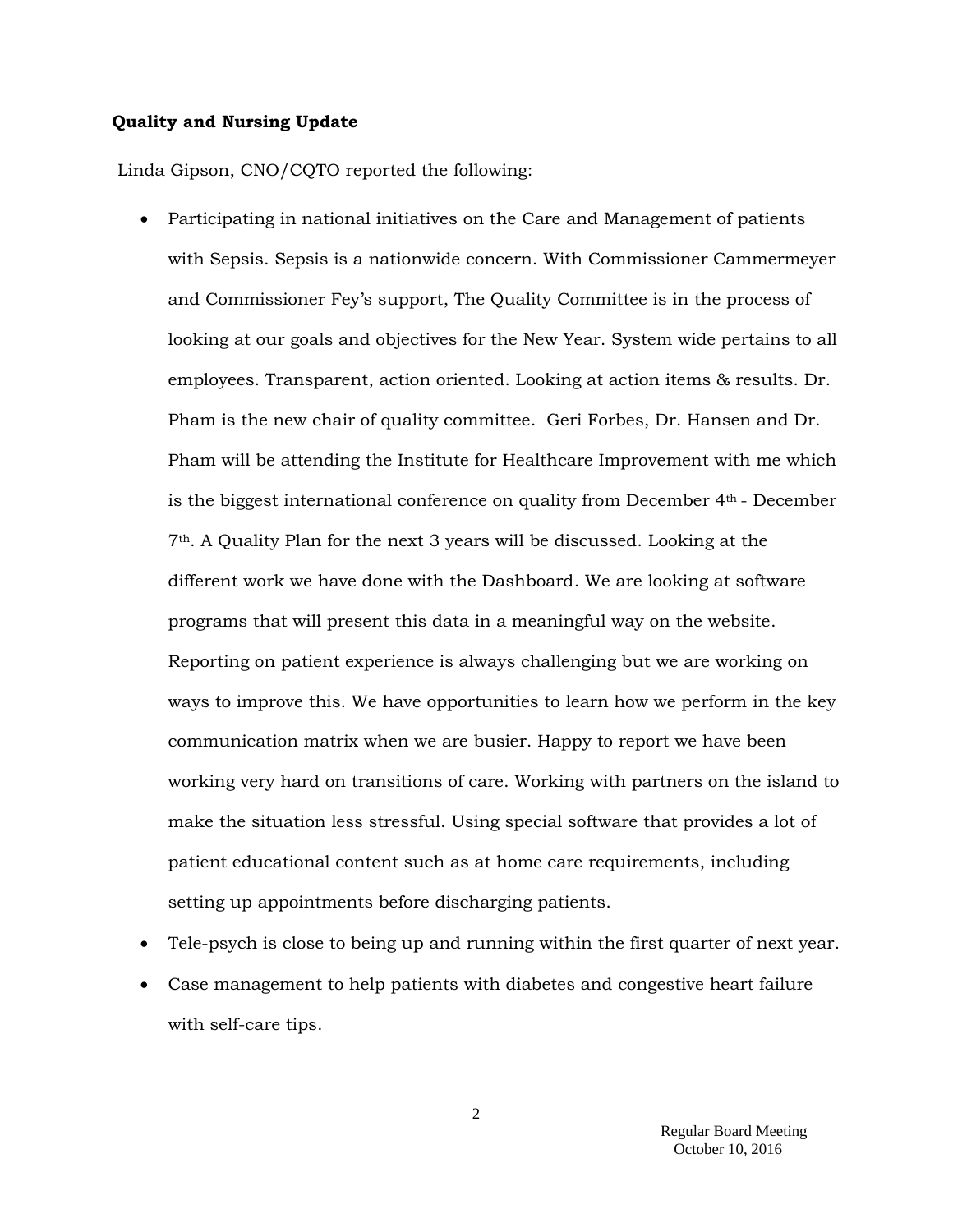**Quality and Nursing Update**

Linda Gipson, CNO/CQTO reported the following:

- Participating in national initiatives on the Care and Management of patients with Sepsis. Sepsis is a nationwide concern. With Commissioner Cammermeyer and Commissioner Fey's support, The Quality Committee is in the process of looking at our goals and objectives for the New Year. System wide pertains to all employees. Transparent, action oriented. Looking at action items & results. Dr. Pham is the new chair of quality committee. Geri Forbes, Dr. Hansen and Dr. Pham will be attending the Institute for Healthcare Improvement with me which is the biggest international conference on quality from December 4th - December 7th. A Quality Plan for the next 3 years will be discussed. Looking at the different work we have done with the Dashboard. We are looking at software programs that will present this data in a meaningful way on the website. Reporting on patient experience is always challenging but we are working on ways to improve this. We have opportunities to learn how we perform in the key communication matrix when we are busier. Happy to report we have been working very hard on transitions of care. Working with partners on the island to make the situation less stressful. Using special software that provides a lot of patient educational content such as at home care requirements, including setting up appointments before discharging patients.
- Tele-psych is close to being up and running within the first quarter of next year.
- Case management to help patients with diabetes and congestive heart failure with self-care tips.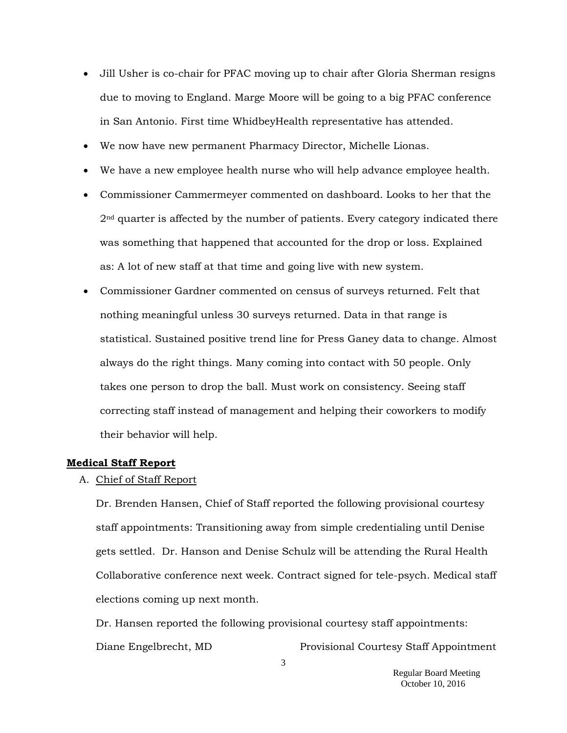- Jill Usher is co-chair for PFAC moving up to chair after Gloria Sherman resigns due to moving to England. Marge Moore will be going to a big PFAC conference in San Antonio. First time WhidbeyHealth representative has attended.
- We now have new permanent Pharmacy Director, Michelle Lionas.
- We have a new employee health nurse who will help advance employee health.
- Commissioner Cammermeyer commented on dashboard. Looks to her that the 2nd quarter is affected by the number of patients. Every category indicated there was something that happened that accounted for the drop or loss. Explained as: A lot of new staff at that time and going live with new system.
- Commissioner Gardner commented on census of surveys returned. Felt that nothing meaningful unless 30 surveys returned. Data in that range is statistical. Sustained positive trend line for Press Ganey data to change. Almost always do the right things. Many coming into contact with 50 people. Only takes one person to drop the ball. Must work on consistency. Seeing staff correcting staff instead of management and helping their coworkers to modify their behavior will help.

**Medical Staff Report**

A. Chief of Staff Report

Dr. Brenden Hansen, Chief of Staff reported the following provisional courtesy staff appointments: Transitioning away from simple credentialing until Denise gets settled. Dr. Hanson and Denise Schulz will be attending the Rural Health Collaborative conference next week. Contract signed for tele-psych. Medical staff elections coming up next month.

Dr. Hansen reported the following provisional courtesy staff appointments:

Diane Engelbrecht, MD Provisional Courtesy Staff Appointment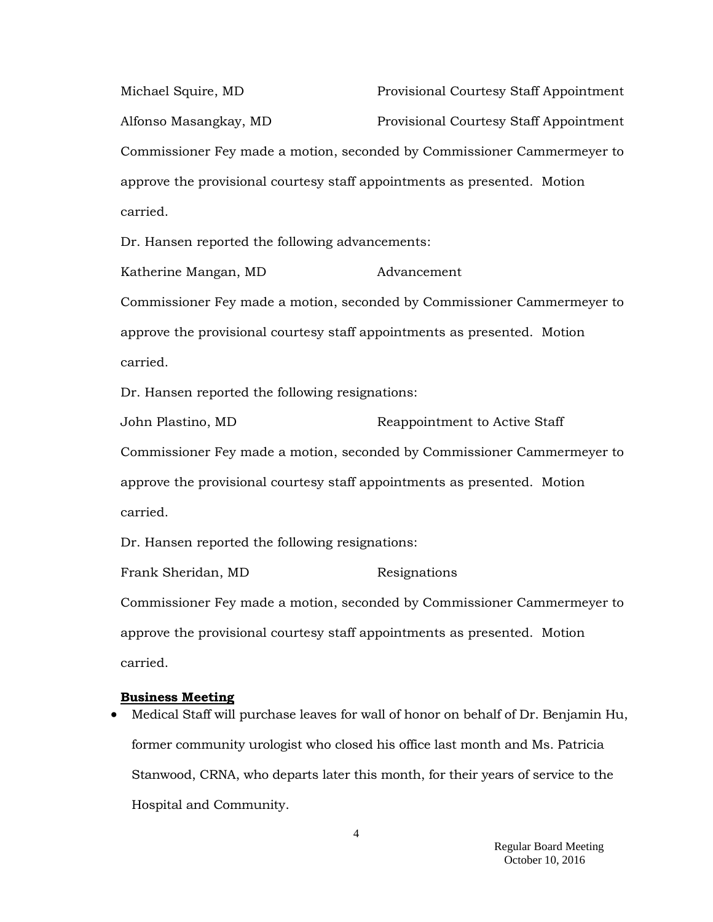Michael Squire, MD Provisional Courtesy Staff Appointment

Alfonso Masangkay, MD Provisional Courtesy Staff Appointment

Commissioner Fey made a motion, seconded by Commissioner Cammermeyer to approve the provisional courtesy staff appointments as presented. Motion carried.

Dr. Hansen reported the following advancements:

Katherine Mangan, MD Advancement

Commissioner Fey made a motion, seconded by Commissioner Cammermeyer to approve the provisional courtesy staff appointments as presented. Motion carried.

Dr. Hansen reported the following resignations:

John Plastino, MD Reappointment to Active Staff

Commissioner Fey made a motion, seconded by Commissioner Cammermeyer to approve the provisional courtesy staff appointments as presented. Motion carried.

Dr. Hansen reported the following resignations:

Frank Sheridan, MD Resignations

Commissioner Fey made a motion, seconded by Commissioner Cammermeyer to approve the provisional courtesy staff appointments as presented. Motion carried.

**Business Meeting**

- Medical Staff will purchase leaves for wall of honor on behalf of Dr. Benjamin Hu, former community urologist who closed his office last month and Ms. Patricia Stanwood, CRNA, who departs later this month, for their years of service to the Hospital and Community.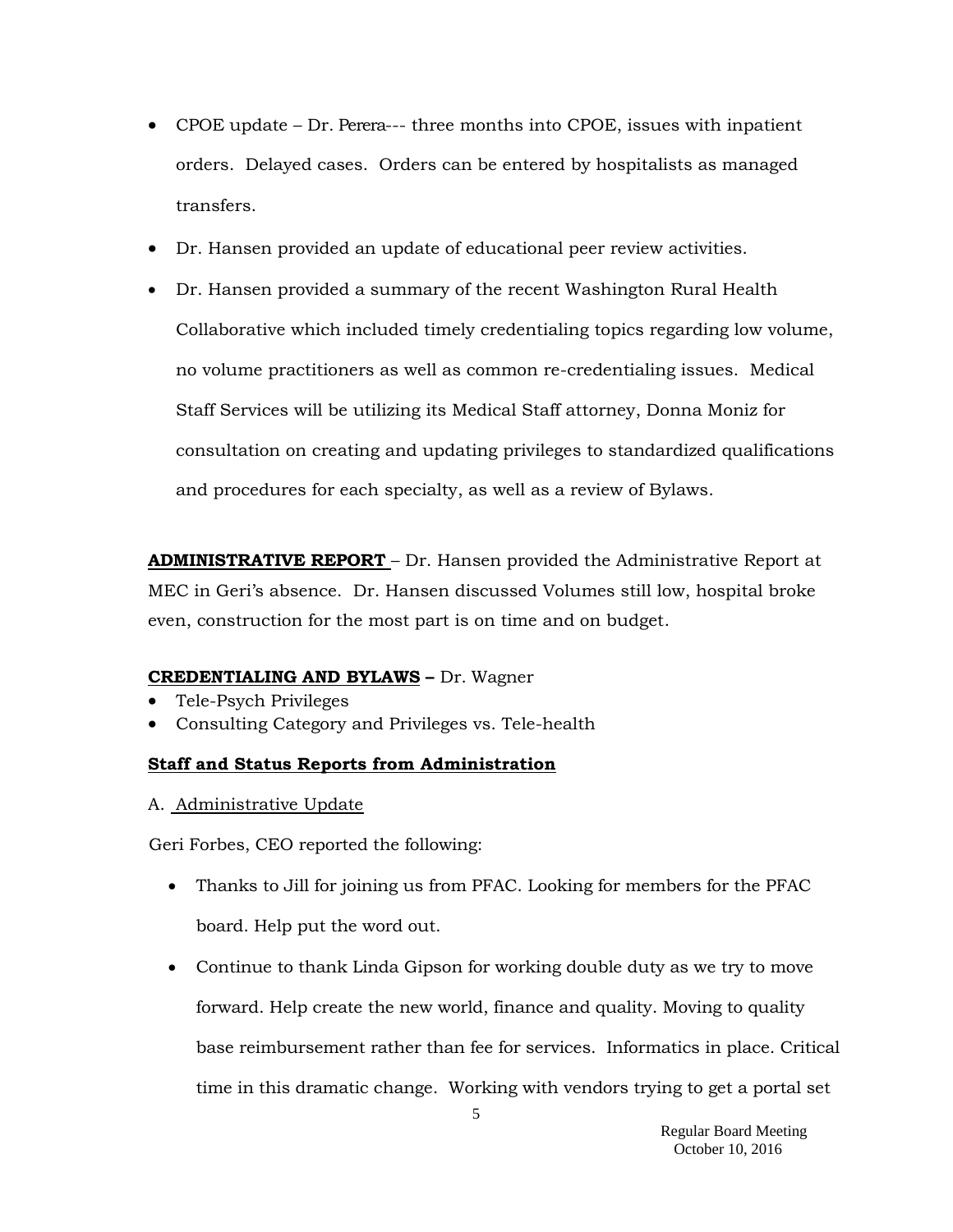- CPOE update – Dr. Perera--- three months into CPOE, issues with inpatient orders. Delayed cases. Orders can be entered by hospitalists as managed transfers.
- Dr. Hansen provided an update of educational peer review activities.
- Dr. Hansen provided a summary of the recent Washington Rural Health Collaborative which included timely credentialing topics regarding low volume, no volume practitioners as well as common re-credentialing issues. Medical Staff Services will be utilizing its Medical Staff attorney, Donna Moniz for consultation on creating and updating privileges to standardized qualifications and procedures for each specialty, as well as a review of Bylaws.

**ADMINISTRATIVE REPORT** – Dr. Hansen provided the Administrative Report at MEC in Geri's absence. Dr. Hansen discussed Volumes still low, hospital broke even, construction for the most part is on time and on budget.

**CREDENTIALING AND BYLAWS –** Dr. Wagner

- Tele-Psych Privileges
- Consulting Category and Privileges vs. Tele-health

**Staff and Status Reports from Administration**

A. Administrative Update

Geri Forbes, CEO reported the following:

- Thanks to Jill for joining us from PFAC. Looking for members for the PFAC board. Help put the word out.
- Continue to thank Linda Gipson for working double duty as we try to move forward. Help create the new world, finance and quality. Moving to quality base reimbursement rather than fee for services. Informatics in place. Critical time in this dramatic change. Working with vendors trying to get a portal set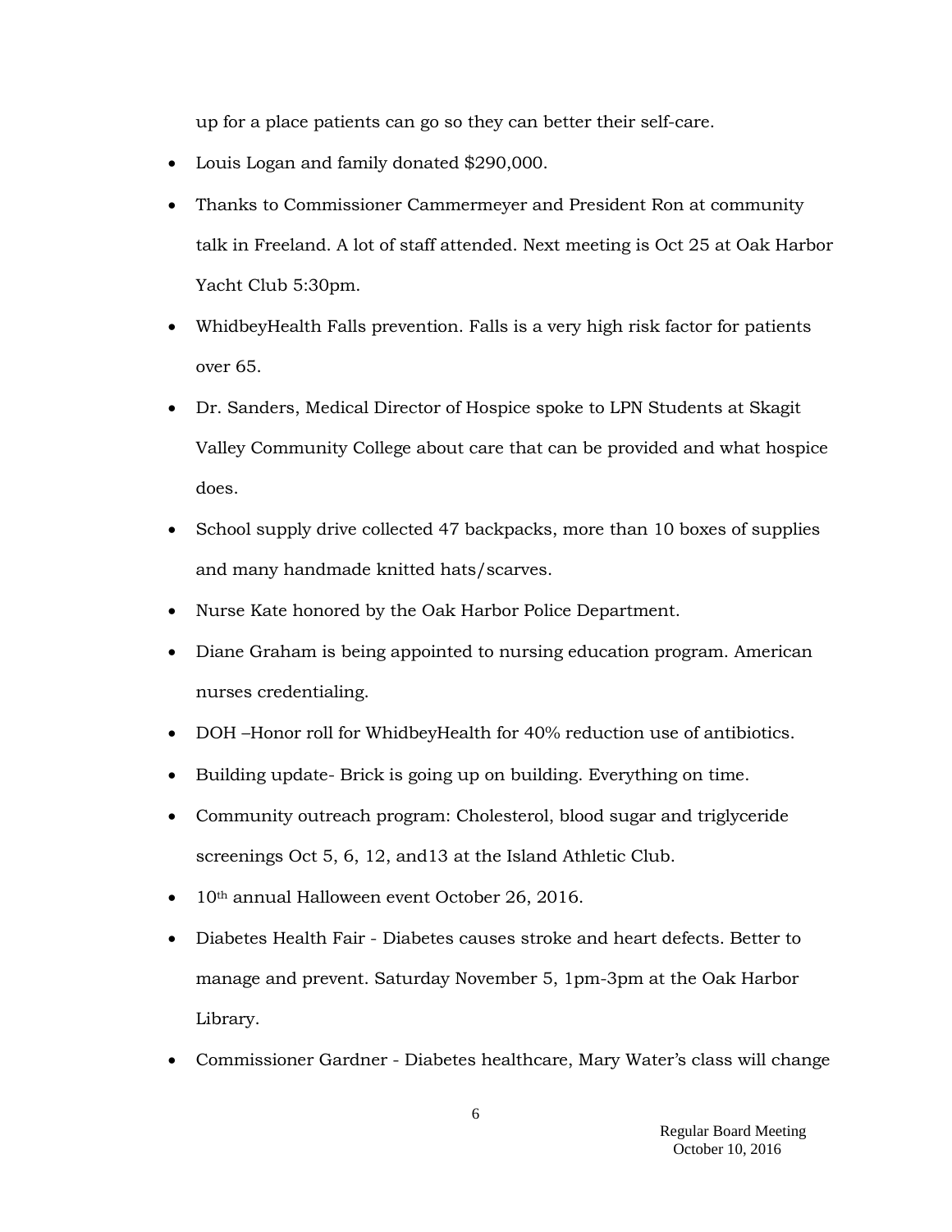up for a place patients can go so they can better their self-care.

- Louis Logan and family donated $290,000.
- Thanks to Commissioner Cammermeyer and President Ron at community talk in Freeland. A lot of staff attended. Next meeting is Oct 25 at Oak Harbor Yacht Club 5:30pm.
- WhidbeyHealth Falls prevention. Falls is a very high risk factor for patients over 65.
- Dr. Sanders, Medical Director of Hospice spoke to LPN Students at Skagit Valley Community College about care that can be provided and what hospice does.
- School supply drive collected 47 backpacks, more than 10 boxes of supplies and many handmade knitted hats/scarves.
- Nurse Kate honored by the Oak Harbor Police Department.
- Diane Graham is being appointed to nursing education program. American nurses credentialing.
- DOH –Honor roll for WhidbeyHealth for 40% reduction use of antibiotics.
- Building update- Brick is going up on building. Everything on time.
- Community outreach program: Cholesterol, blood sugar and triglyceride screenings Oct 5, 6, 12, and13 at the Island Athletic Club.
- 10th annual Halloween event October 26, 2016.
- Diabetes Health Fair - Diabetes causes stroke and heart defects. Better to manage and prevent. Saturday November 5, 1pm-3pm at the Oak Harbor Library.
- Commissioner Gardner - Diabetes healthcare, Mary Water's class will change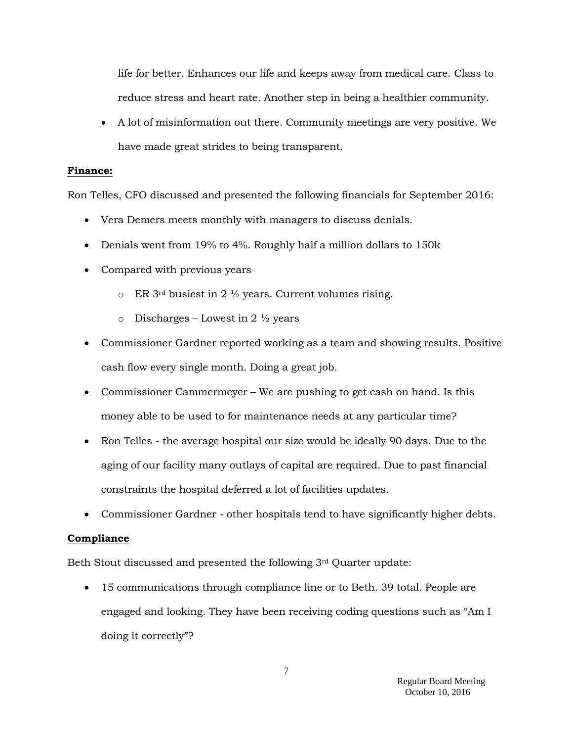life for better. Enhances our life and keeps away from medical care. Class to reduce stress and heart rate. Another step in being a healthier community.

- A lot of misinformation out there. Community meetings are very positive. We have made great strides to being transparent.

**Finance:**

Ron Telles, CFO discussed and presented the following financials for September 2016:

- Vera Demers meets monthly with managers to discuss denials.
- Denials went from 19% to 4%. Roughly half a million dollars to 150k
- Compared with previous years
  - ER 3rd busiest in 2 ½ years. Current volumes rising.
  - Discharges – Lowest in 2 ½ years
- Commissioner Gardner reported working as a team and showing results. Positive cash flow every single month. Doing a great job.
- Commissioner Cammermeyer – We are pushing to get cash on hand. Is this money able to be used to for maintenance needs at any particular time?
- Ron Telles - the average hospital our size would be ideally 90 days. Due to the aging of our facility many outlays of capital are required. Due to past financial constraints the hospital deferred a lot of facilities updates.
- Commissioner Gardner - other hospitals tend to have significantly higher debts.

**Compliance**

Beth Stout discussed and presented the following 3rd Quarter update:

- 15 communications through compliance line or to Beth. 39 total. People are engaged and looking. They have been receiving coding questions such as "Am I doing it correctly"?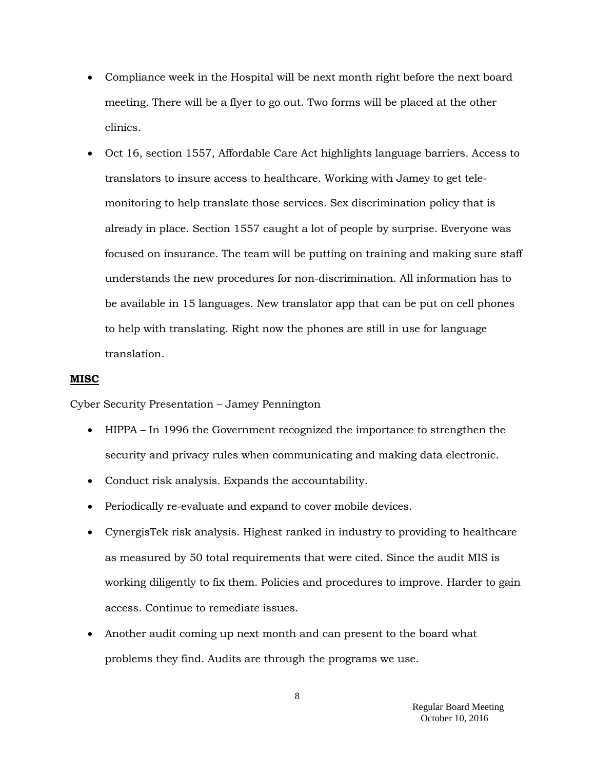- Compliance week in the Hospital will be next month right before the next board meeting. There will be a flyer to go out. Two forms will be placed at the other clinics.
- Oct 16, section 1557, Affordable Care Act highlights language barriers. Access to translators to insure access to healthcare. Working with Jamey to get tele-monitoring to help translate those services. Sex discrimination policy that is already in place. Section 1557 caught a lot of people by surprise. Everyone was focused on insurance. The team will be putting on training and making sure staff understands the new procedures for non-discrimination. All information has to be available in 15 languages. New translator app that can be put on cell phones to help with translating. Right now the phones are still in use for language translation.

**MISC**

Cyber Security Presentation – Jamey Pennington

- HIPPA – In 1996 the Government recognized the importance to strengthen the security and privacy rules when communicating and making data electronic.
- Conduct risk analysis. Expands the accountability.
- Periodically re-evaluate and expand to cover mobile devices.
- CynergisTek risk analysis. Highest ranked in industry to providing to healthcare as measured by 50 total requirements that were cited. Since the audit MIS is working diligently to fix them. Policies and procedures to improve. Harder to gain access. Continue to remediate issues.
- Another audit coming up next month and can present to the board what problems they find. Audits are through the programs we use.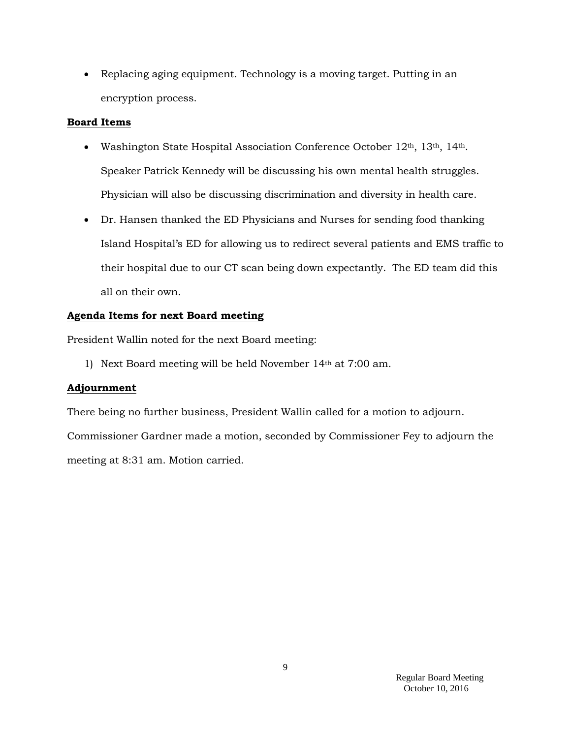- Replacing aging equipment. Technology is a moving target. Putting in an encryption process.

**Board Items**

- Washington State Hospital Association Conference October 12th, 13th, 14th. Speaker Patrick Kennedy will be discussing his own mental health struggles. Physician will also be discussing discrimination and diversity in health care.
- Dr. Hansen thanked the ED Physicians and Nurses for sending food thanking Island Hospital's ED for allowing us to redirect several patients and EMS traffic to their hospital due to our CT scan being down expectantly. The ED team did this all on their own.

**Agenda Items for next Board meeting**

President Wallin noted for the next Board meeting:

1) Next Board meeting will be held November 14th at 7:00 am.

**Adjournment**

There being no further business, President Wallin called for a motion to adjourn. Commissioner Gardner made a motion, seconded by Commissioner Fey to adjourn the meeting at 8:31 am. Motion carried.